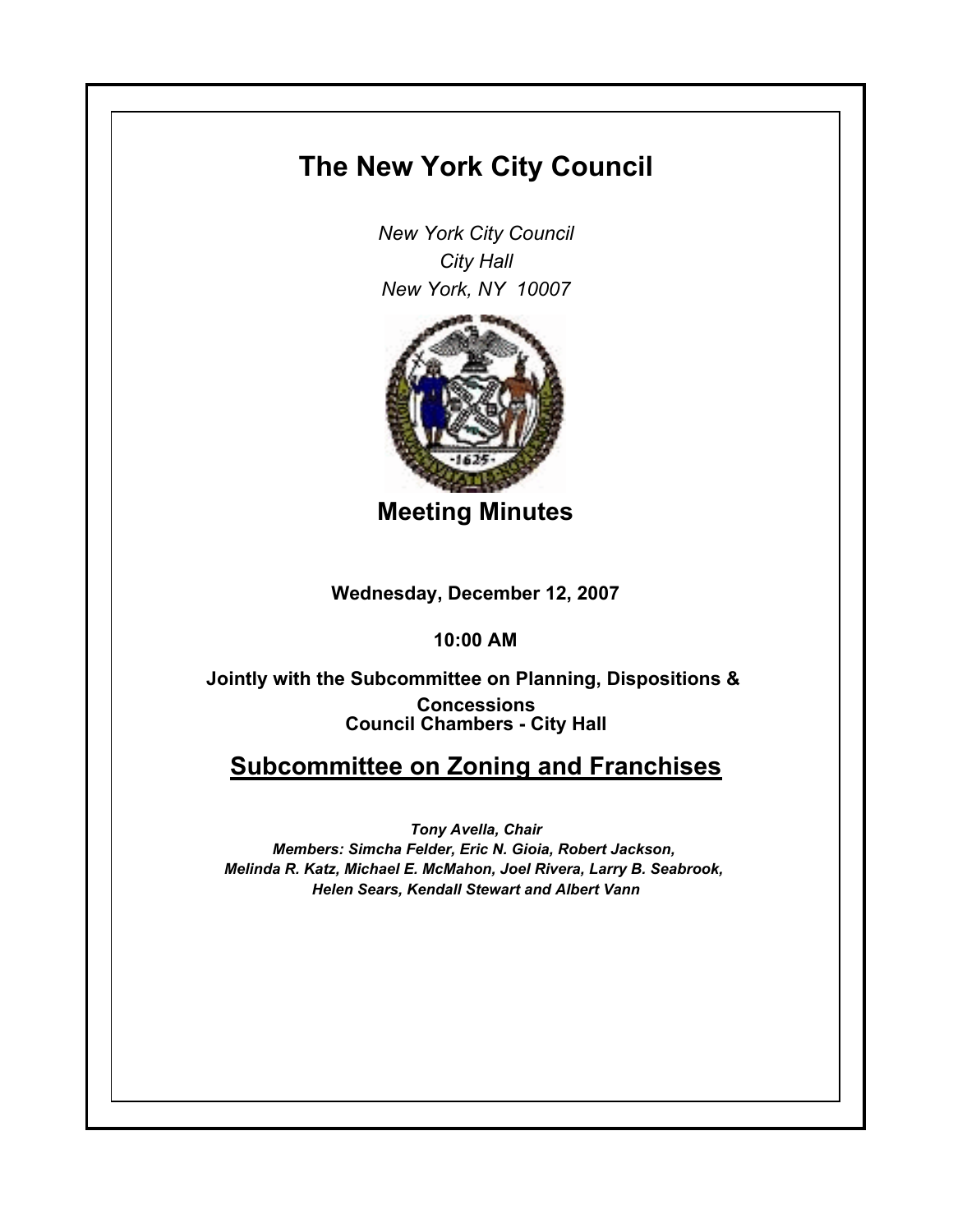# The New York City Council

*New York City Council*
*City Hall*
*New York, NY 10007*

## Meeting Minutes

**Wednesday, December 12, 2007**

**10:00 AM**

**Jointly with the Subcommittee on Planning, Dispositions & Concessions**
**Council Chambers - City Hall**

## Subcommittee on Zoning and Franchises

***Tony Avella, Chair***
***Members: Simcha Felder, Eric N. Gioia, Robert Jackson, Melinda R. Katz, Michael E. McMahon, Joel Rivera, Larry B. Seabrook, Helen Sears, Kendall Stewart and Albert Vann***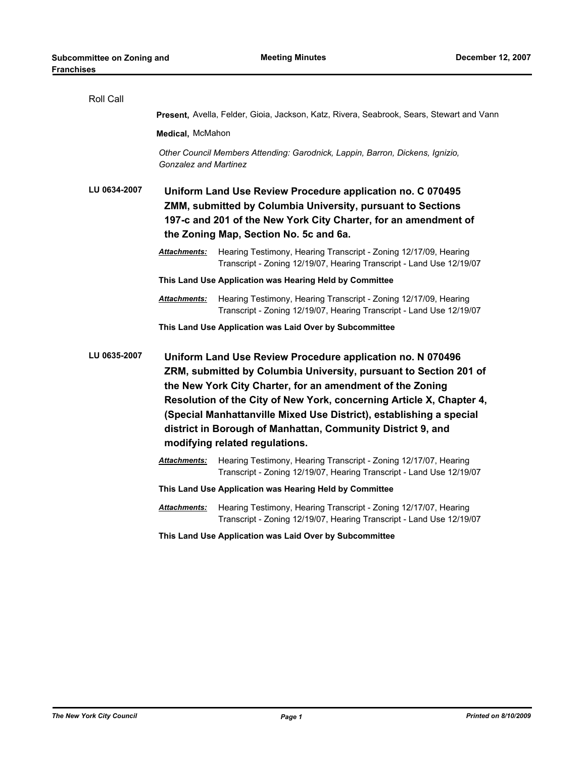Roll Call

**Present,** Avella, Felder, Gioia, Jackson, Katz, Rivera, Seabrook, Sears, Stewart and Vann

**Medical,** McMahon

*Other Council Members Attending: Garodnick, Lappin, Barron, Dickens, Ignizio, Gonzalez and Martinez*

**LU 0634-2007** **Uniform Land Use Review Procedure application no. C 070495 ZMM, submitted by Columbia University, pursuant to Sections 197-c and 201 of the New York City Charter, for an amendment of the Zoning Map, Section No. 5c and 6a.**

***Attachments:*** Hearing Testimony, Hearing Transcript - Zoning 12/17/09, Hearing Transcript - Zoning 12/19/07, Hearing Transcript - Land Use 12/19/07

**This Land Use Application was Hearing Held by Committee**

***Attachments:*** Hearing Testimony, Hearing Transcript - Zoning 12/17/09, Hearing Transcript - Zoning 12/19/07, Hearing Transcript - Land Use 12/19/07

**This Land Use Application was Laid Over by Subcommittee**

**LU 0635-2007** **Uniform Land Use Review Procedure application no. N 070496 ZRM, submitted by Columbia University, pursuant to Section 201 of the New York City Charter, for an amendment of the Zoning Resolution of the City of New York, concerning Article X, Chapter 4, (Special Manhattanville Mixed Use District), establishing a special district in Borough of Manhattan, Community District 9, and modifying related regulations.**

***Attachments:*** Hearing Testimony, Hearing Transcript - Zoning 12/17/07, Hearing Transcript - Zoning 12/19/07, Hearing Transcript - Land Use 12/19/07

**This Land Use Application was Hearing Held by Committee**

***Attachments:*** Hearing Testimony, Hearing Transcript - Zoning 12/17/07, Hearing Transcript - Zoning 12/19/07, Hearing Transcript - Land Use 12/19/07

**This Land Use Application was Laid Over by Subcommittee**